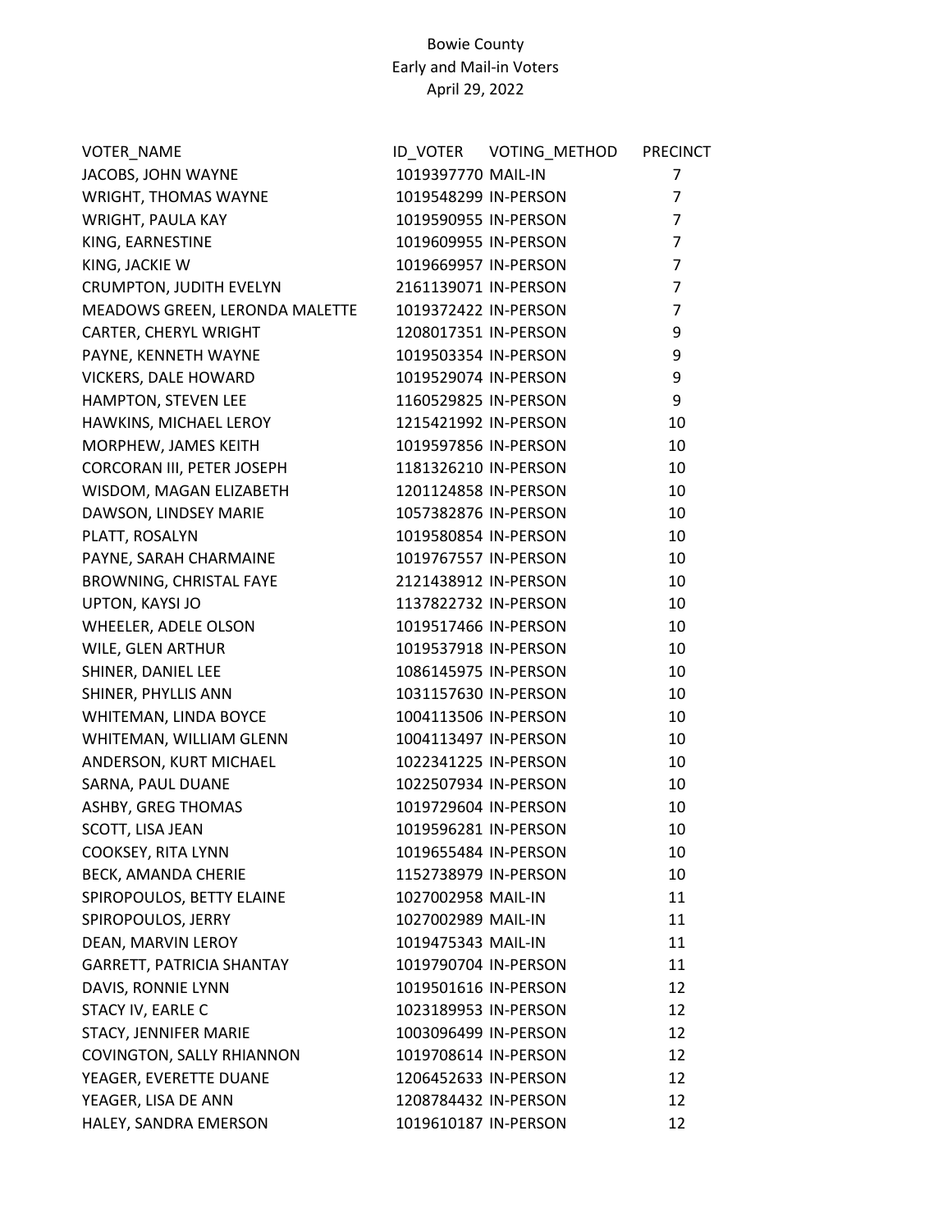Bowie County
Early and Mail-in Voters
April 29, 2022

| VOTER_NAME | ID_VOTER | VOTING_METHOD | PRECINCT |
|---|---|---|---|
| JACOBS, JOHN WAYNE | 1019397770 | MAIL-IN | 7 |
| WRIGHT, THOMAS WAYNE | 1019548299 | IN-PERSON | 7 |
| WRIGHT, PAULA KAY | 1019590955 | IN-PERSON | 7 |
| KING, EARNESTINE | 1019609955 | IN-PERSON | 7 |
| KING, JACKIE W | 1019669957 | IN-PERSON | 7 |
| CRUMPTON, JUDITH EVELYN | 2161139071 | IN-PERSON | 7 |
| MEADOWS GREEN, LERONDA MALETTE | 1019372422 | IN-PERSON | 7 |
| CARTER, CHERYL WRIGHT | 1208017351 | IN-PERSON | 9 |
| PAYNE, KENNETH WAYNE | 1019503354 | IN-PERSON | 9 |
| VICKERS, DALE HOWARD | 1019529074 | IN-PERSON | 9 |
| HAMPTON, STEVEN LEE | 1160529825 | IN-PERSON | 9 |
| HAWKINS, MICHAEL LEROY | 1215421992 | IN-PERSON | 10 |
| MORPHEW, JAMES KEITH | 1019597856 | IN-PERSON | 10 |
| CORCORAN III, PETER JOSEPH | 1181326210 | IN-PERSON | 10 |
| WISDOM, MAGAN ELIZABETH | 1201124858 | IN-PERSON | 10 |
| DAWSON, LINDSEY MARIE | 1057382876 | IN-PERSON | 10 |
| PLATT, ROSALYN | 1019580854 | IN-PERSON | 10 |
| PAYNE, SARAH CHARMAINE | 1019767557 | IN-PERSON | 10 |
| BROWNING, CHRISTAL FAYE | 2121438912 | IN-PERSON | 10 |
| UPTON, KAYSI JO | 1137822732 | IN-PERSON | 10 |
| WHEELER, ADELE OLSON | 1019517466 | IN-PERSON | 10 |
| WILE, GLEN ARTHUR | 1019537918 | IN-PERSON | 10 |
| SHINER, DANIEL LEE | 1086145975 | IN-PERSON | 10 |
| SHINER, PHYLLIS ANN | 1031157630 | IN-PERSON | 10 |
| WHITEMAN, LINDA BOYCE | 1004113506 | IN-PERSON | 10 |
| WHITEMAN, WILLIAM GLENN | 1004113497 | IN-PERSON | 10 |
| ANDERSON, KURT MICHAEL | 1022341225 | IN-PERSON | 10 |
| SARNA, PAUL DUANE | 1022507934 | IN-PERSON | 10 |
| ASHBY, GREG THOMAS | 1019729604 | IN-PERSON | 10 |
| SCOTT, LISA JEAN | 1019596281 | IN-PERSON | 10 |
| COOKSEY, RITA LYNN | 1019655484 | IN-PERSON | 10 |
| BECK, AMANDA CHERIE | 1152738979 | IN-PERSON | 10 |
| SPIROPOULOS, BETTY ELAINE | 1027002958 | MAIL-IN | 11 |
| SPIROPOULOS, JERRY | 1027002989 | MAIL-IN | 11 |
| DEAN, MARVIN LEROY | 1019475343 | MAIL-IN | 11 |
| GARRETT, PATRICIA SHANTAY | 1019790704 | IN-PERSON | 11 |
| DAVIS, RONNIE LYNN | 1019501616 | IN-PERSON | 12 |
| STACY IV, EARLE C | 1023189953 | IN-PERSON | 12 |
| STACY, JENNIFER MARIE | 1003096499 | IN-PERSON | 12 |
| COVINGTON, SALLY RHIANNON | 1019708614 | IN-PERSON | 12 |
| YEAGER, EVERETTE DUANE | 1206452633 | IN-PERSON | 12 |
| YEAGER, LISA DE ANN | 1208784432 | IN-PERSON | 12 |
| HALEY, SANDRA EMERSON | 1019610187 | IN-PERSON | 12 |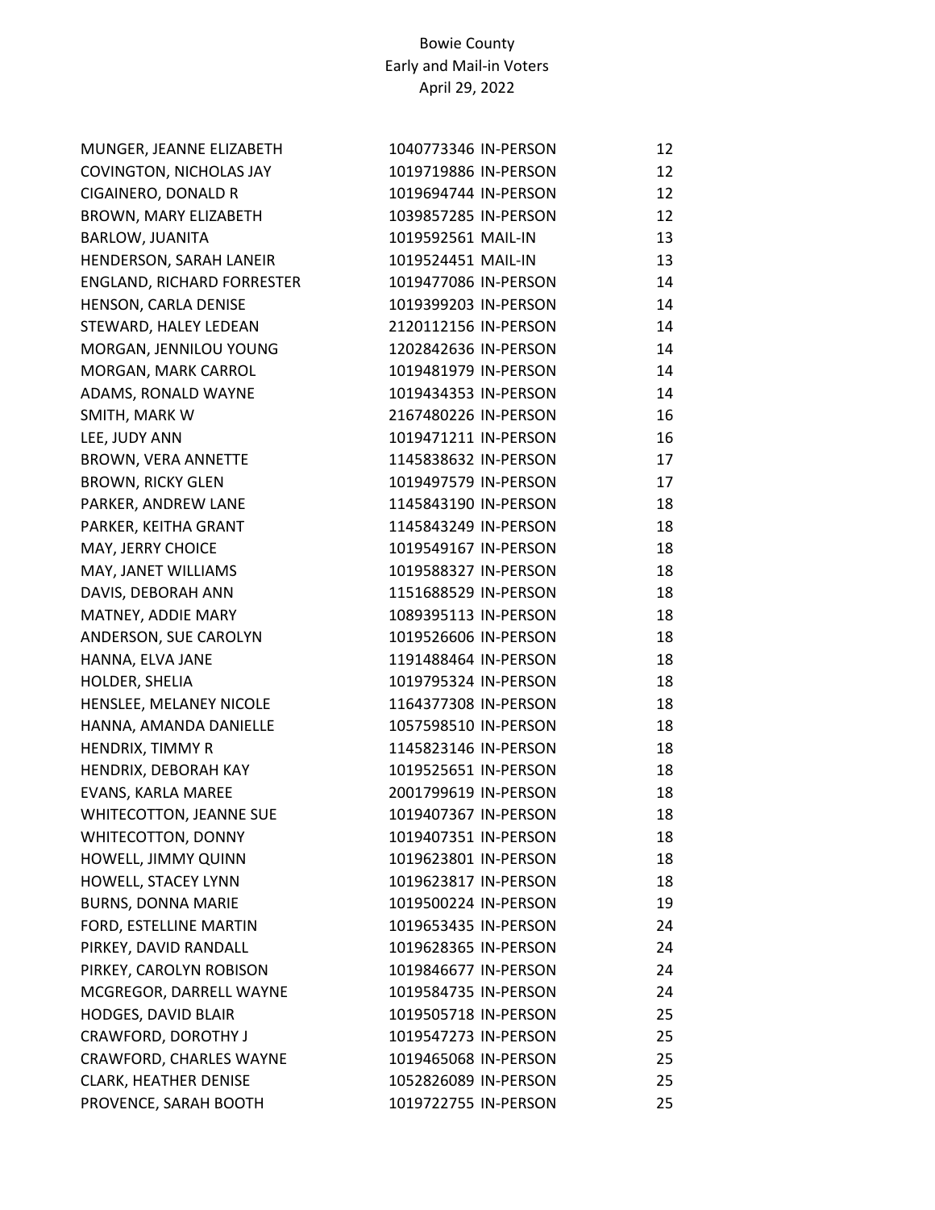Bowie County
Early and Mail-in Voters
April 29, 2022

| | | | |
|---|---|---|---|
| MUNGER, JEANNE ELIZABETH | 1040773346 | IN-PERSON | 12 |
| COVINGTON, NICHOLAS JAY | 1019719886 | IN-PERSON | 12 |
| CIGAINERO, DONALD R | 1019694744 | IN-PERSON | 12 |
| BROWN, MARY ELIZABETH | 1039857285 | IN-PERSON | 12 |
| BARLOW, JUANITA | 1019592561 | MAIL-IN | 13 |
| HENDERSON, SARAH LANEIR | 1019524451 | MAIL-IN | 13 |
| ENGLAND, RICHARD FORRESTER | 1019477086 | IN-PERSON | 14 |
| HENSON, CARLA DENISE | 1019399203 | IN-PERSON | 14 |
| STEWARD, HALEY LEDEAN | 2120112156 | IN-PERSON | 14 |
| MORGAN, JENNILOU YOUNG | 1202842636 | IN-PERSON | 14 |
| MORGAN, MARK CARROL | 1019481979 | IN-PERSON | 14 |
| ADAMS, RONALD WAYNE | 1019434353 | IN-PERSON | 14 |
| SMITH, MARK W | 2167480226 | IN-PERSON | 16 |
| LEE, JUDY ANN | 1019471211 | IN-PERSON | 16 |
| BROWN, VERA ANNETTE | 1145838632 | IN-PERSON | 17 |
| BROWN, RICKY GLEN | 1019497579 | IN-PERSON | 17 |
| PARKER, ANDREW LANE | 1145843190 | IN-PERSON | 18 |
| PARKER, KEITHA GRANT | 1145843249 | IN-PERSON | 18 |
| MAY, JERRY CHOICE | 1019549167 | IN-PERSON | 18 |
| MAY, JANET WILLIAMS | 1019588327 | IN-PERSON | 18 |
| DAVIS, DEBORAH ANN | 1151688529 | IN-PERSON | 18 |
| MATNEY, ADDIE MARY | 1089395113 | IN-PERSON | 18 |
| ANDERSON, SUE CAROLYN | 1019526606 | IN-PERSON | 18 |
| HANNA, ELVA JANE | 1191488464 | IN-PERSON | 18 |
| HOLDER, SHELIA | 1019795324 | IN-PERSON | 18 |
| HENSLEE, MELANEY NICOLE | 1164377308 | IN-PERSON | 18 |
| HANNA, AMANDA DANIELLE | 1057598510 | IN-PERSON | 18 |
| HENDRIX, TIMMY R | 1145823146 | IN-PERSON | 18 |
| HENDRIX, DEBORAH KAY | 1019525651 | IN-PERSON | 18 |
| EVANS, KARLA MAREE | 2001799619 | IN-PERSON | 18 |
| WHITECOTTON, JEANNE SUE | 1019407367 | IN-PERSON | 18 |
| WHITECOTTON, DONNY | 1019407351 | IN-PERSON | 18 |
| HOWELL, JIMMY QUINN | 1019623801 | IN-PERSON | 18 |
| HOWELL, STACEY LYNN | 1019623817 | IN-PERSON | 18 |
| BURNS, DONNA MARIE | 1019500224 | IN-PERSON | 19 |
| FORD, ESTELLINE MARTIN | 1019653435 | IN-PERSON | 24 |
| PIRKEY, DAVID RANDALL | 1019628365 | IN-PERSON | 24 |
| PIRKEY, CAROLYN ROBISON | 1019846677 | IN-PERSON | 24 |
| MCGREGOR, DARRELL WAYNE | 1019584735 | IN-PERSON | 24 |
| HODGES, DAVID BLAIR | 1019505718 | IN-PERSON | 25 |
| CRAWFORD, DOROTHY J | 1019547273 | IN-PERSON | 25 |
| CRAWFORD, CHARLES WAYNE | 1019465068 | IN-PERSON | 25 |
| CLARK, HEATHER DENISE | 1052826089 | IN-PERSON | 25 |
| PROVENCE, SARAH BOOTH | 1019722755 | IN-PERSON | 25 |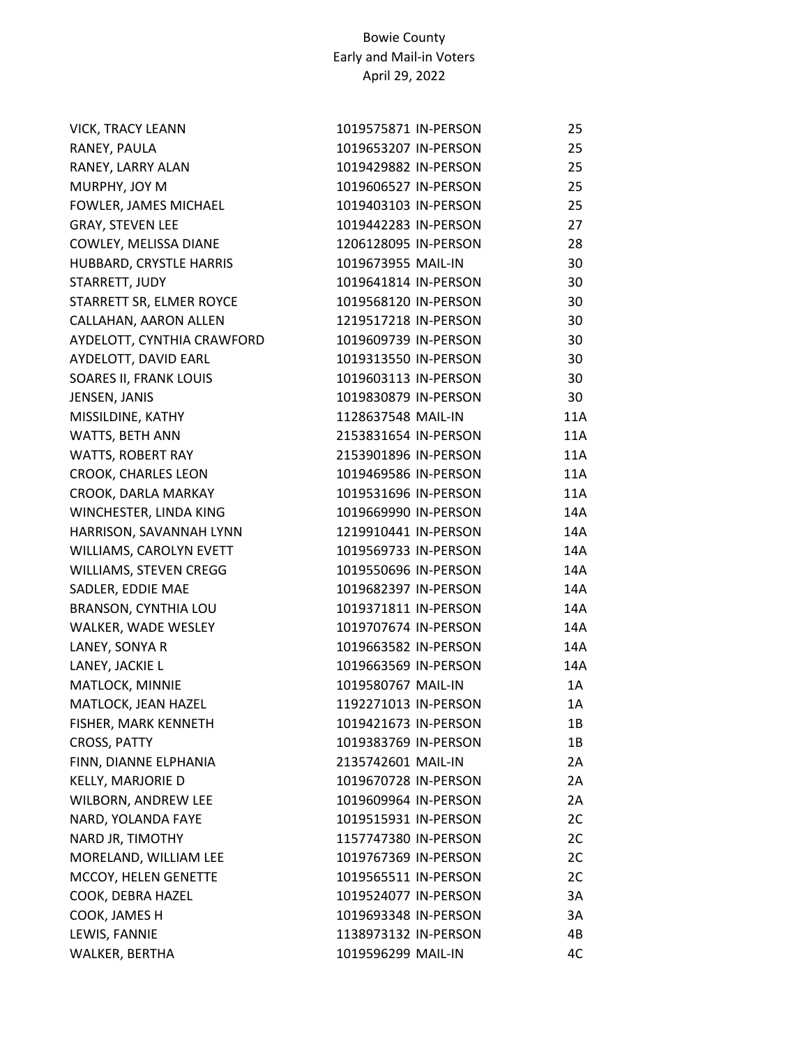Bowie County
Early and Mail-in Voters
April 29, 2022

| | | | |
|---|---|---|---|
| VICK, TRACY LEANN | 1019575871 | IN-PERSON | 25 |
| RANEY, PAULA | 1019653207 | IN-PERSON | 25 |
| RANEY, LARRY ALAN | 1019429882 | IN-PERSON | 25 |
| MURPHY, JOY M | 1019606527 | IN-PERSON | 25 |
| FOWLER, JAMES MICHAEL | 1019403103 | IN-PERSON | 25 |
| GRAY, STEVEN LEE | 1019442283 | IN-PERSON | 27 |
| COWLEY, MELISSA DIANE | 1206128095 | IN-PERSON | 28 |
| HUBBARD, CRYSTLE HARRIS | 1019673955 | MAIL-IN | 30 |
| STARRETT, JUDY | 1019641814 | IN-PERSON | 30 |
| STARRETT SR, ELMER ROYCE | 1019568120 | IN-PERSON | 30 |
| CALLAHAN, AARON ALLEN | 1219517218 | IN-PERSON | 30 |
| AYDELOTT, CYNTHIA CRAWFORD | 1019609739 | IN-PERSON | 30 |
| AYDELOTT, DAVID EARL | 1019313550 | IN-PERSON | 30 |
| SOARES II, FRANK LOUIS | 1019603113 | IN-PERSON | 30 |
| JENSEN, JANIS | 1019830879 | IN-PERSON | 30 |
| MISSILDINE, KATHY | 1128637548 | MAIL-IN | 11A |
| WATTS, BETH ANN | 2153831654 | IN-PERSON | 11A |
| WATTS, ROBERT RAY | 2153901896 | IN-PERSON | 11A |
| CROOK, CHARLES LEON | 1019469586 | IN-PERSON | 11A |
| CROOK, DARLA MARKAY | 1019531696 | IN-PERSON | 11A |
| WINCHESTER, LINDA KING | 1019669990 | IN-PERSON | 14A |
| HARRISON, SAVANNAH LYNN | 1219910441 | IN-PERSON | 14A |
| WILLIAMS, CAROLYN EVETT | 1019569733 | IN-PERSON | 14A |
| WILLIAMS, STEVEN CREGG | 1019550696 | IN-PERSON | 14A |
| SADLER, EDDIE MAE | 1019682397 | IN-PERSON | 14A |
| BRANSON, CYNTHIA LOU | 1019371811 | IN-PERSON | 14A |
| WALKER, WADE WESLEY | 1019707674 | IN-PERSON | 14A |
| LANEY, SONYA R | 1019663582 | IN-PERSON | 14A |
| LANEY, JACKIE L | 1019663569 | IN-PERSON | 14A |
| MATLOCK, MINNIE | 1019580767 | MAIL-IN | 1A |
| MATLOCK, JEAN HAZEL | 1192271013 | IN-PERSON | 1A |
| FISHER, MARK KENNETH | 1019421673 | IN-PERSON | 1B |
| CROSS, PATTY | 1019383769 | IN-PERSON | 1B |
| FINN, DIANNE ELPHANIA | 2135742601 | MAIL-IN | 2A |
| KELLY, MARJORIE D | 1019670728 | IN-PERSON | 2A |
| WILBORN, ANDREW LEE | 1019609964 | IN-PERSON | 2A |
| NARD, YOLANDA FAYE | 1019515931 | IN-PERSON | 2C |
| NARD JR, TIMOTHY | 1157747380 | IN-PERSON | 2C |
| MORELAND, WILLIAM LEE | 1019767369 | IN-PERSON | 2C |
| MCCOY, HELEN GENETTE | 1019565511 | IN-PERSON | 2C |
| COOK, DEBRA HAZEL | 1019524077 | IN-PERSON | 3A |
| COOK, JAMES H | 1019693348 | IN-PERSON | 3A |
| LEWIS, FANNIE | 1138973132 | IN-PERSON | 4B |
| WALKER, BERTHA | 1019596299 | MAIL-IN | 4C |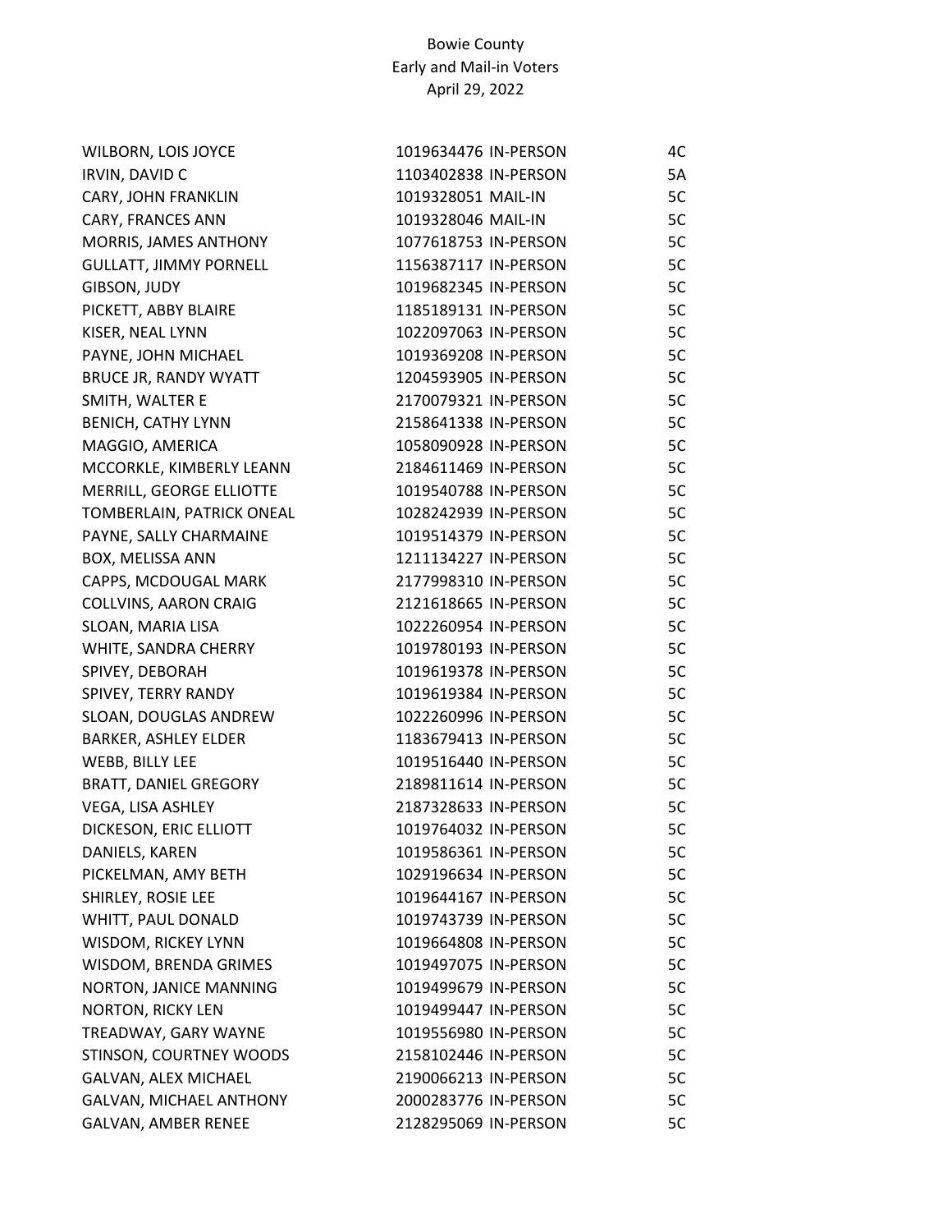Bowie County
Early and Mail-in Voters
April 29, 2022

| Name | ID | Type | Precinct |
|---|---|---|---|
| WILBORN, LOIS JOYCE | 1019634476 | IN-PERSON | 4C |
| IRVIN, DAVID C | 1103402838 | IN-PERSON | 5A |
| CARY, JOHN FRANKLIN | 1019328051 | MAIL-IN | 5C |
| CARY, FRANCES ANN | 1019328046 | MAIL-IN | 5C |
| MORRIS, JAMES ANTHONY | 1077618753 | IN-PERSON | 5C |
| GULLATT, JIMMY PORNELL | 1156387117 | IN-PERSON | 5C |
| GIBSON, JUDY | 1019682345 | IN-PERSON | 5C |
| PICKETT, ABBY BLAIRE | 1185189131 | IN-PERSON | 5C |
| KISER, NEAL LYNN | 1022097063 | IN-PERSON | 5C |
| PAYNE, JOHN MICHAEL | 1019369208 | IN-PERSON | 5C |
| BRUCE JR, RANDY WYATT | 1204593905 | IN-PERSON | 5C |
| SMITH, WALTER E | 2170079321 | IN-PERSON | 5C |
| BENICH, CATHY LYNN | 2158641338 | IN-PERSON | 5C |
| MAGGIO, AMERICA | 1058090928 | IN-PERSON | 5C |
| MCCORKLE, KIMBERLY LEANN | 2184611469 | IN-PERSON | 5C |
| MERRILL, GEORGE ELLIOTTE | 1019540788 | IN-PERSON | 5C |
| TOMBERLAIN, PATRICK ONEAL | 1028242939 | IN-PERSON | 5C |
| PAYNE, SALLY CHARMAINE | 1019514379 | IN-PERSON | 5C |
| BOX, MELISSA ANN | 1211134227 | IN-PERSON | 5C |
| CAPPS, MCDOUGAL MARK | 2177998310 | IN-PERSON | 5C |
| COLLVINS, AARON CRAIG | 2121618665 | IN-PERSON | 5C |
| SLOAN, MARIA LISA | 1022260954 | IN-PERSON | 5C |
| WHITE, SANDRA CHERRY | 1019780193 | IN-PERSON | 5C |
| SPIVEY, DEBORAH | 1019619378 | IN-PERSON | 5C |
| SPIVEY, TERRY RANDY | 1019619384 | IN-PERSON | 5C |
| SLOAN, DOUGLAS ANDREW | 1022260996 | IN-PERSON | 5C |
| BARKER, ASHLEY ELDER | 1183679413 | IN-PERSON | 5C |
| WEBB, BILLY LEE | 1019516440 | IN-PERSON | 5C |
| BRATT, DANIEL GREGORY | 2189811614 | IN-PERSON | 5C |
| VEGA, LISA ASHLEY | 2187328633 | IN-PERSON | 5C |
| DICKESON, ERIC ELLIOTT | 1019764032 | IN-PERSON | 5C |
| DANIELS, KAREN | 1019586361 | IN-PERSON | 5C |
| PICKELMAN, AMY BETH | 1029196634 | IN-PERSON | 5C |
| SHIRLEY, ROSIE LEE | 1019644167 | IN-PERSON | 5C |
| WHITT, PAUL DONALD | 1019743739 | IN-PERSON | 5C |
| WISDOM, RICKEY LYNN | 1019664808 | IN-PERSON | 5C |
| WISDOM, BRENDA GRIMES | 1019497075 | IN-PERSON | 5C |
| NORTON, JANICE MANNING | 1019499679 | IN-PERSON | 5C |
| NORTON, RICKY LEN | 1019499447 | IN-PERSON | 5C |
| TREADWAY, GARY WAYNE | 1019556980 | IN-PERSON | 5C |
| STINSON, COURTNEY WOODS | 2158102446 | IN-PERSON | 5C |
| GALVAN, ALEX MICHAEL | 2190066213 | IN-PERSON | 5C |
| GALVAN, MICHAEL ANTHONY | 2000283776 | IN-PERSON | 5C |
| GALVAN, AMBER RENEE | 2128295069 | IN-PERSON | 5C |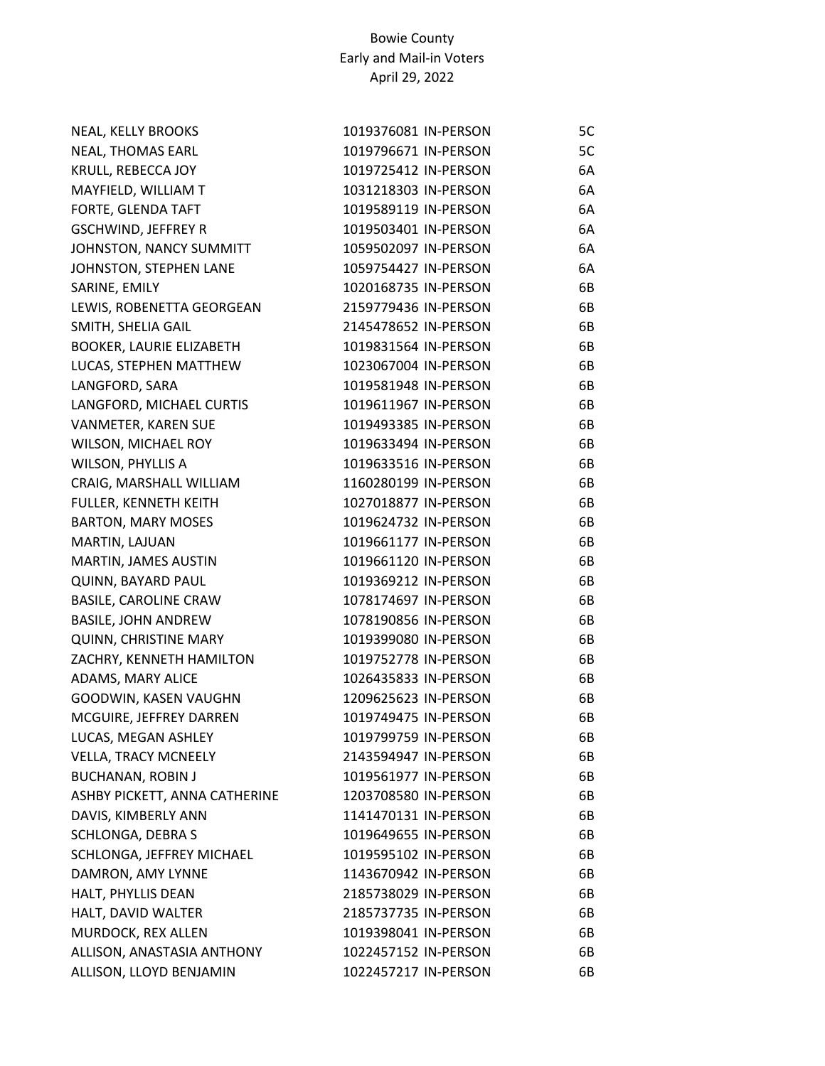Bowie County
Early and Mail-in Voters
April 29, 2022

| | | | |
|---|---|---|---|
| NEAL, KELLY BROOKS | 1019376081 | IN-PERSON | 5C |
| NEAL, THOMAS EARL | 1019796671 | IN-PERSON | 5C |
| KRULL, REBECCA JOY | 1019725412 | IN-PERSON | 6A |
| MAYFIELD, WILLIAM T | 1031218303 | IN-PERSON | 6A |
| FORTE, GLENDA TAFT | 1019589119 | IN-PERSON | 6A |
| GSCHWIND, JEFFREY R | 1019503401 | IN-PERSON | 6A |
| JOHNSTON, NANCY SUMMITT | 1059502097 | IN-PERSON | 6A |
| JOHNSTON, STEPHEN LANE | 1059754427 | IN-PERSON | 6A |
| SARINE, EMILY | 1020168735 | IN-PERSON | 6B |
| LEWIS, ROBENETTA GEORGEAN | 2159779436 | IN-PERSON | 6B |
| SMITH, SHELIA GAIL | 2145478652 | IN-PERSON | 6B |
| BOOKER, LAURIE ELIZABETH | 1019831564 | IN-PERSON | 6B |
| LUCAS, STEPHEN MATTHEW | 1023067004 | IN-PERSON | 6B |
| LANGFORD, SARA | 1019581948 | IN-PERSON | 6B |
| LANGFORD, MICHAEL CURTIS | 1019611967 | IN-PERSON | 6B |
| VANMETER, KAREN SUE | 1019493385 | IN-PERSON | 6B |
| WILSON, MICHAEL ROY | 1019633494 | IN-PERSON | 6B |
| WILSON, PHYLLIS A | 1019633516 | IN-PERSON | 6B |
| CRAIG, MARSHALL WILLIAM | 1160280199 | IN-PERSON | 6B |
| FULLER, KENNETH KEITH | 1027018877 | IN-PERSON | 6B |
| BARTON, MARY MOSES | 1019624732 | IN-PERSON | 6B |
| MARTIN, LAJUAN | 1019661177 | IN-PERSON | 6B |
| MARTIN, JAMES AUSTIN | 1019661120 | IN-PERSON | 6B |
| QUINN, BAYARD PAUL | 1019369212 | IN-PERSON | 6B |
| BASILE, CAROLINE CRAW | 1078174697 | IN-PERSON | 6B |
| BASILE, JOHN ANDREW | 1078190856 | IN-PERSON | 6B |
| QUINN, CHRISTINE MARY | 1019399080 | IN-PERSON | 6B |
| ZACHRY, KENNETH HAMILTON | 1019752778 | IN-PERSON | 6B |
| ADAMS, MARY ALICE | 1026435833 | IN-PERSON | 6B |
| GOODWIN, KASEN VAUGHN | 1209625623 | IN-PERSON | 6B |
| MCGUIRE, JEFFREY DARREN | 1019749475 | IN-PERSON | 6B |
| LUCAS, MEGAN ASHLEY | 1019799759 | IN-PERSON | 6B |
| VELLA, TRACY MCNEELY | 2143594947 | IN-PERSON | 6B |
| BUCHANAN, ROBIN J | 1019561977 | IN-PERSON | 6B |
| ASHBY PICKETT, ANNA CATHERINE | 1203708580 | IN-PERSON | 6B |
| DAVIS, KIMBERLY ANN | 1141470131 | IN-PERSON | 6B |
| SCHLONGA, DEBRA S | 1019649655 | IN-PERSON | 6B |
| SCHLONGA, JEFFREY MICHAEL | 1019595102 | IN-PERSON | 6B |
| DAMRON, AMY LYNNE | 1143670942 | IN-PERSON | 6B |
| HALT, PHYLLIS DEAN | 2185738029 | IN-PERSON | 6B |
| HALT, DAVID WALTER | 2185737735 | IN-PERSON | 6B |
| MURDOCK, REX ALLEN | 1019398041 | IN-PERSON | 6B |
| ALLISON, ANASTASIA ANTHONY | 1022457152 | IN-PERSON | 6B |
| ALLISON, LLOYD BENJAMIN | 1022457217 | IN-PERSON | 6B |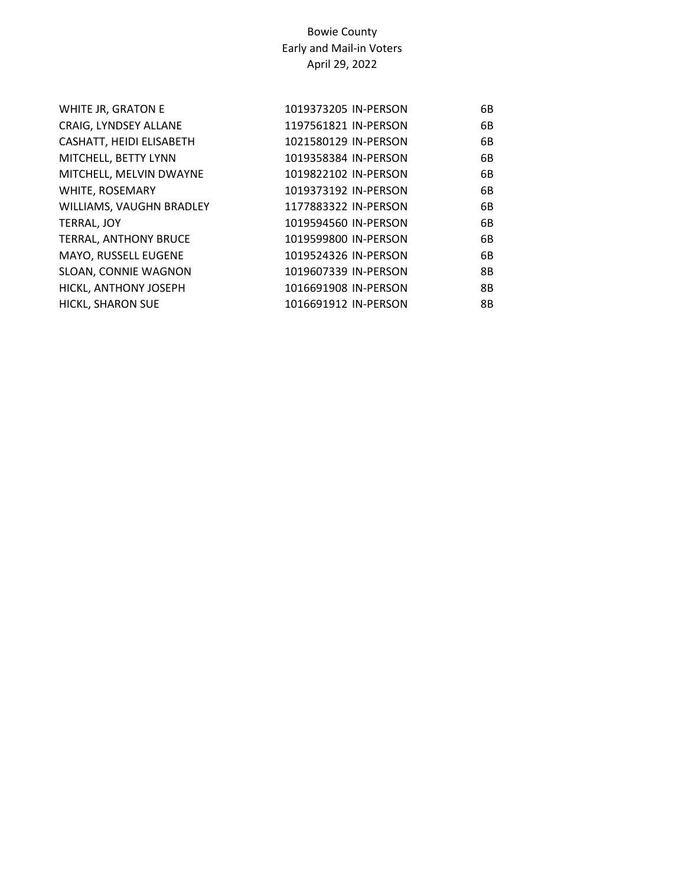Bowie County
Early and Mail-in Voters
April 29, 2022

| | | | |
|---|---|---|---|
| WHITE JR, GRATON E | 1019373205 | IN-PERSON | 6B |
| CRAIG, LYNDSEY ALLANE | 1197561821 | IN-PERSON | 6B |
| CASHATT, HEIDI ELISABETH | 1021580129 | IN-PERSON | 6B |
| MITCHELL, BETTY LYNN | 1019358384 | IN-PERSON | 6B |
| MITCHELL, MELVIN DWAYNE | 1019822102 | IN-PERSON | 6B |
| WHITE, ROSEMARY | 1019373192 | IN-PERSON | 6B |
| WILLIAMS, VAUGHN BRADLEY | 1177883322 | IN-PERSON | 6B |
| TERRAL, JOY | 1019594560 | IN-PERSON | 6B |
| TERRAL, ANTHONY BRUCE | 1019599800 | IN-PERSON | 6B |
| MAYO, RUSSELL EUGENE | 1019524326 | IN-PERSON | 6B |
| SLOAN, CONNIE WAGNON | 1019607339 | IN-PERSON | 8B |
| HICKL, ANTHONY JOSEPH | 1016691908 | IN-PERSON | 8B |
| HICKL, SHARON SUE | 1016691912 | IN-PERSON | 8B |